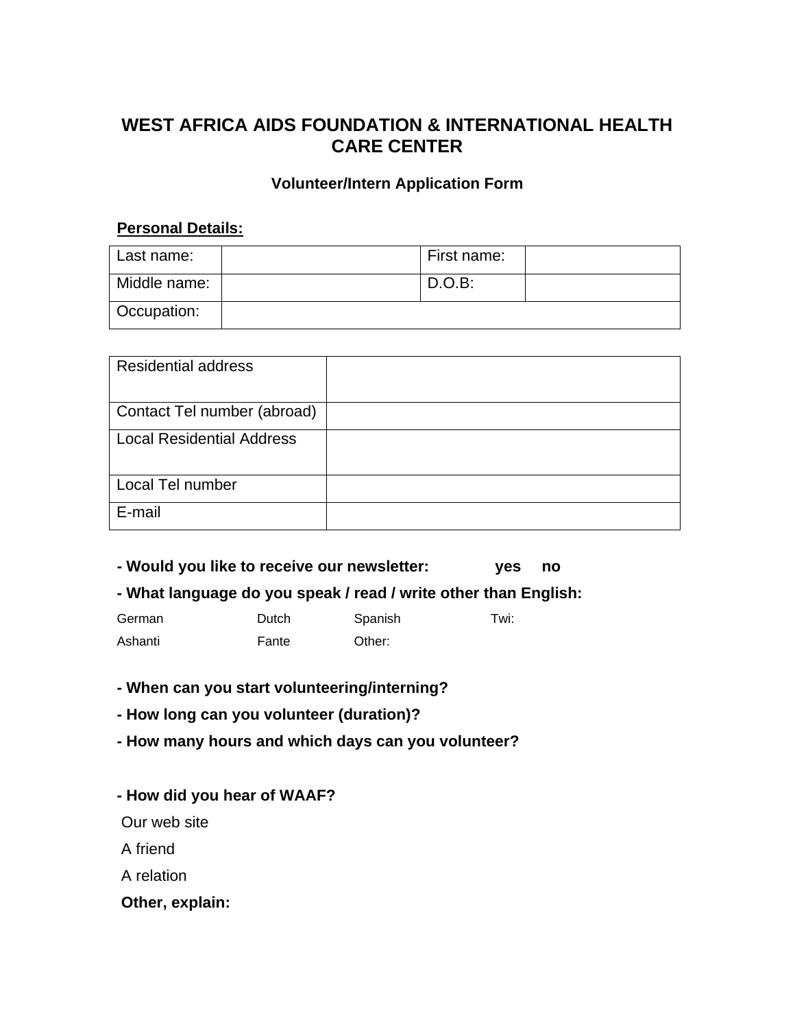# WEST AFRICA AIDS FOUNDATION & INTERNATIONAL HEALTH CARE CENTER

### Volunteer/Intern Application Form

**Personal Details:**

| Last name: | | First name: | |
|---|---|---|---|
| Middle name: | | D.O.B: | |
| Occupation: | | | |

| Residential address | |
|---|---|
| Contact Tel number (abroad) | |
| Local Residential Address | |
| Local Tel number | |
| E-mail | |

**- Would you like to receive our newsletter: yes no**

**- What language do you speak / read / write other than English:**

| German | Dutch | Spanish | Twi: |
|---|---|---|---|
| Ashanti | Fante | Other: | |

**- When can you start volunteering/interning?**

**- How long can you volunteer (duration)?**

**- How many hours and which days can you volunteer?**

**- How did you hear of WAAF?**

Our web site

A friend

A relation

**Other, explain:**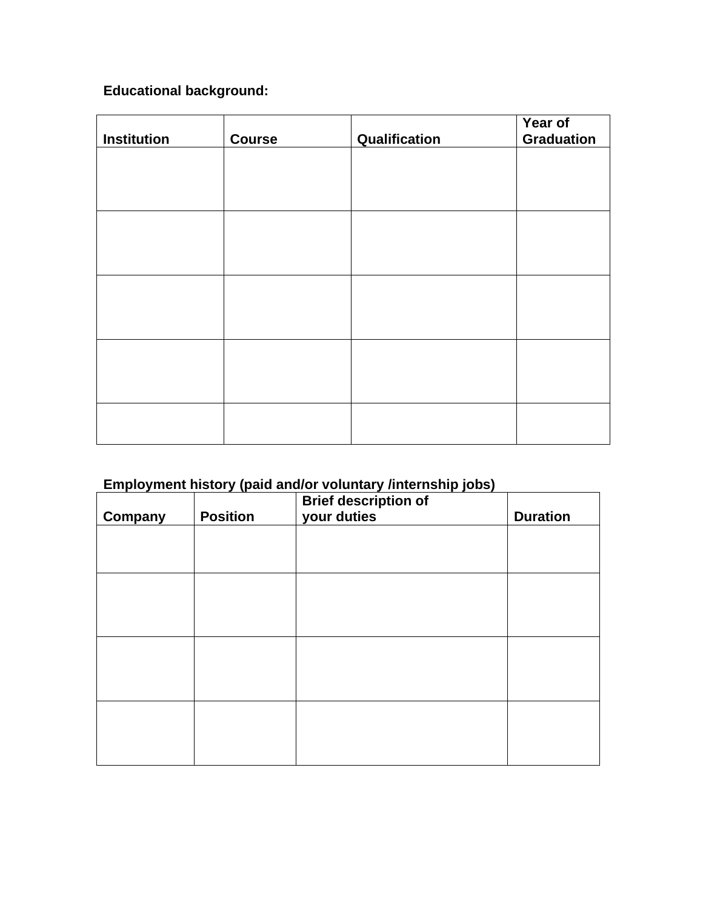**Educational background:**

| Institution | Course | Qualification | Year of Graduation |
|---|---|---|---|
| | | | |
| | | | |
| | | | |
| | | | |
| | | | |

**Employment history (paid and/or voluntary /internship jobs)**

| Company | Position | Brief description of your duties | Duration |
|---|---|---|---|
| | | | |
| | | | |
| | | | |
| | | | |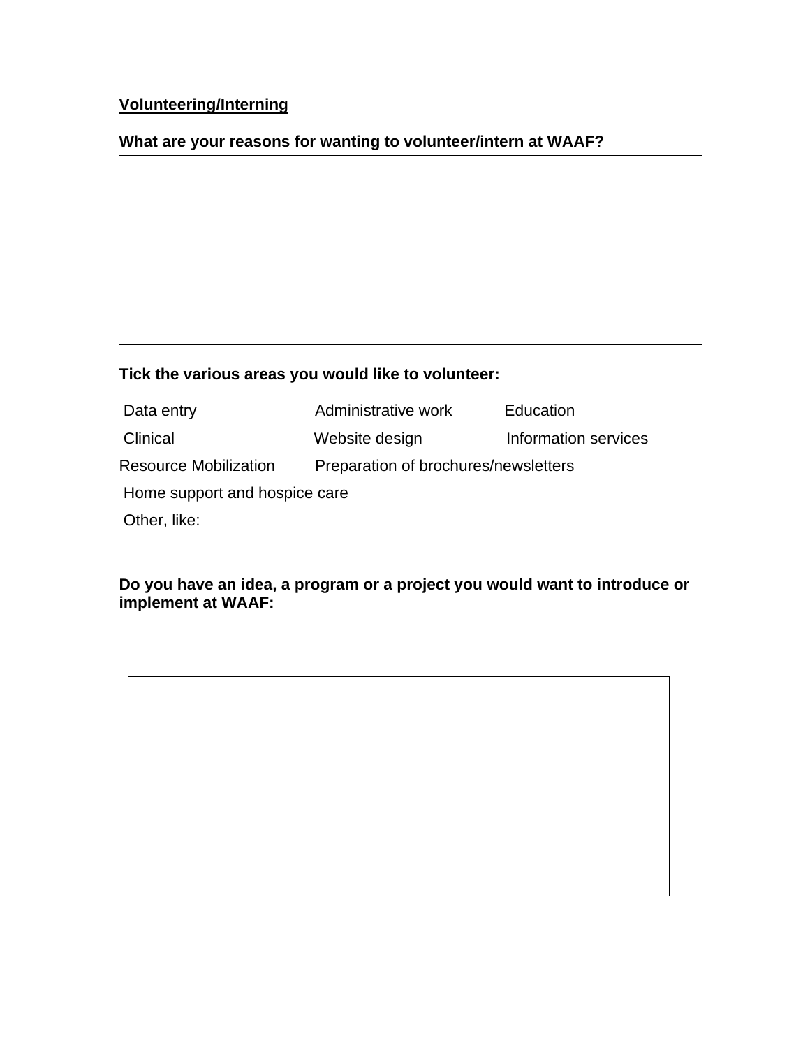**<u>Volunteering/Interning</u>**

**What are your reasons for wanting to volunteer/intern at WAAF?**

**Tick the various areas you would like to volunteer:**

| | | |
|---|---|---|
| Data entry | Administrative work | Education |
| Clinical | Website design | Information services |
| Resource Mobilization | Preparation of brochures/newsletters | |
| Home support and hospice care | | |
| Other, like: | | |

**Do you have an idea, a program or a project you would want to introduce or implement at WAAF:**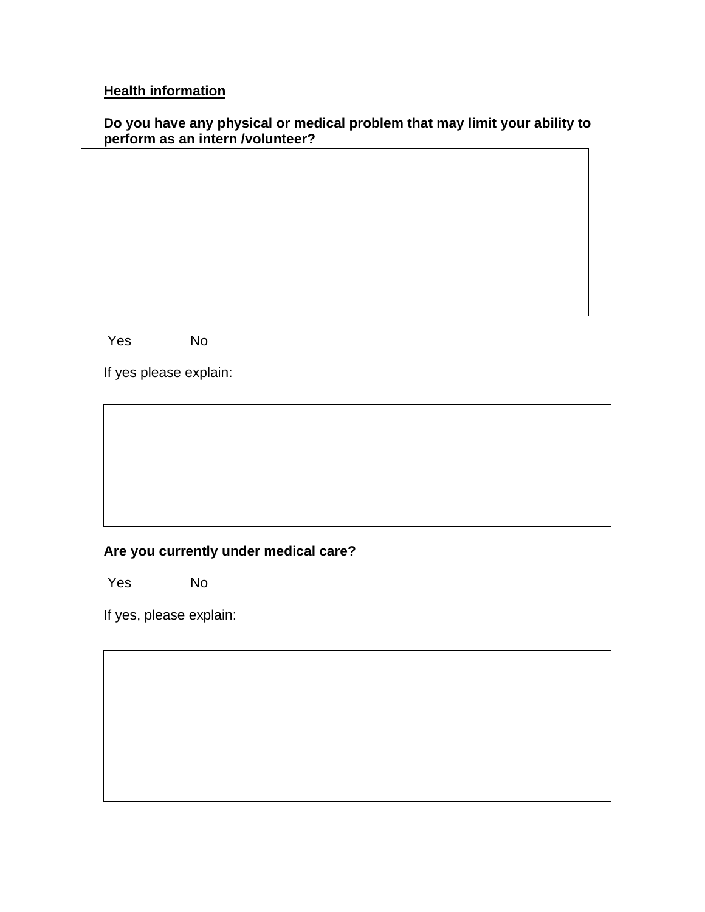**Health information**

**Do you have any physical or medical problem that may limit your ability to perform as an intern /volunteer?**

Yes No

If yes please explain:

**Are you currently under medical care?**

Yes No

If yes, please explain: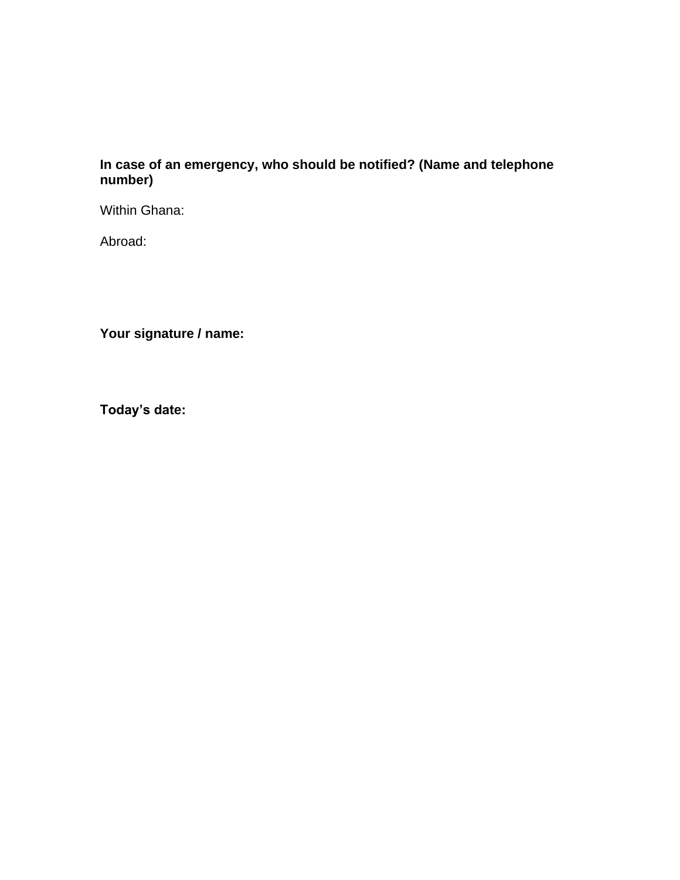**In case of an emergency, who should be notified? (Name and telephone number)**

Within Ghana:

Abroad:

**Your signature / name:**

**Today's date:**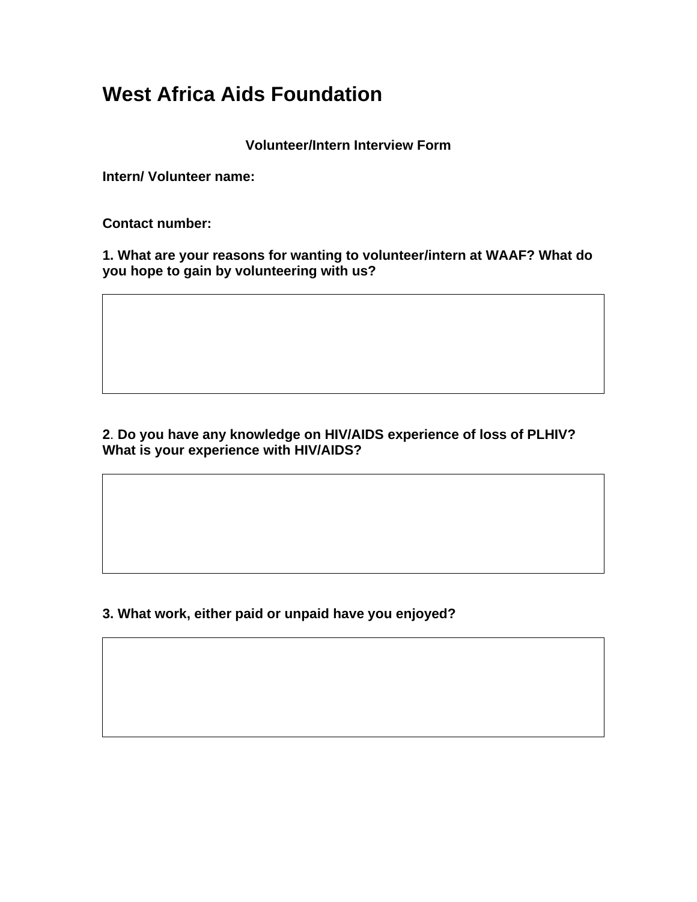# West Africa Aids Foundation

**Volunteer/Intern Interview Form**

**Intern/ Volunteer name:**

**Contact number:**

**1. What are your reasons for wanting to volunteer/intern at WAAF? What do you hope to gain by volunteering with us?**

| |
|---|
| |

**2. Do you have any knowledge on HIV/AIDS experience of loss of PLHIV? What is your experience with HIV/AIDS?**

| |
|---|
| |

**3. What work, either paid or unpaid have you enjoyed?**

| |
|---|
| |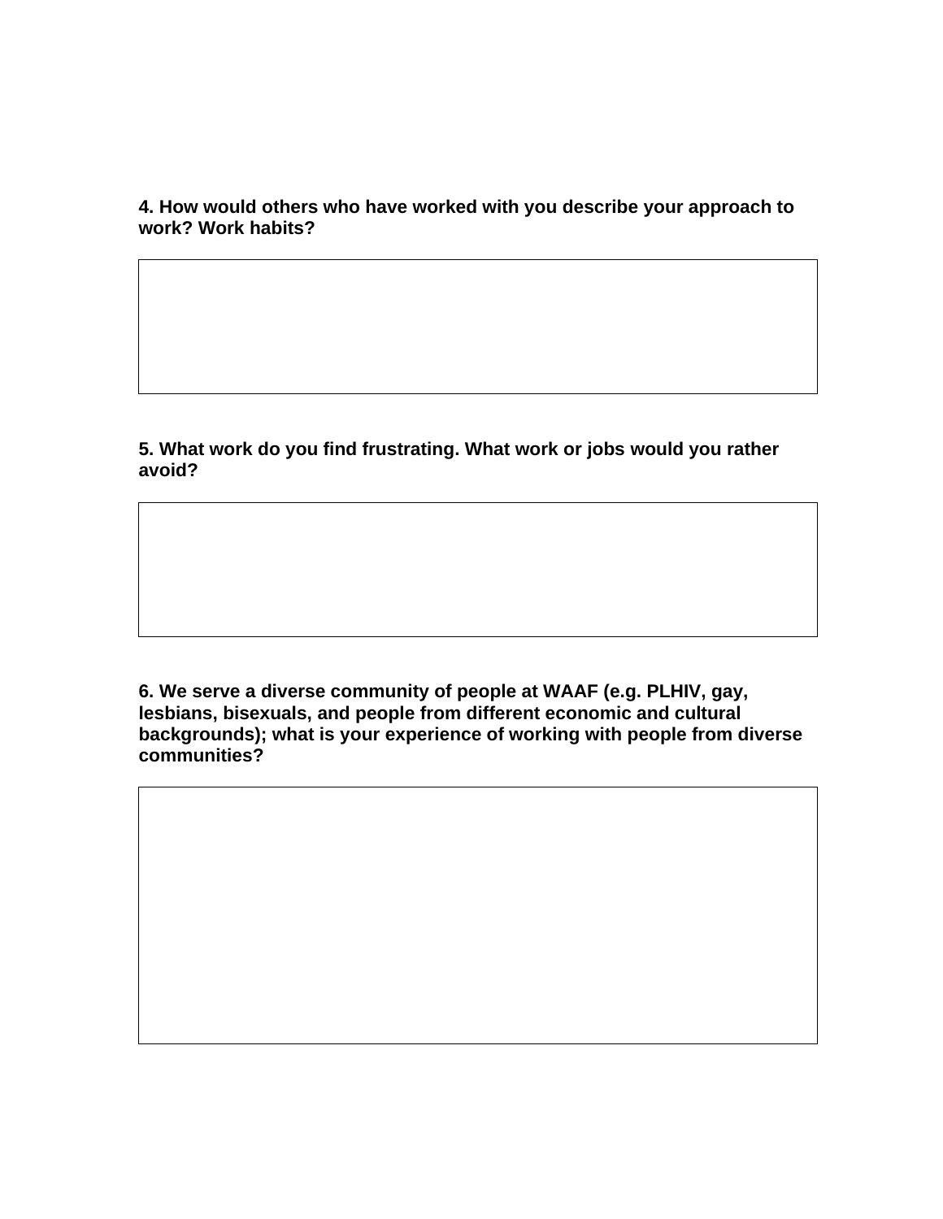**4. How would others who have worked with you describe your approach to work? Work habits?**

**5. What work do you find frustrating. What work or jobs would you rather avoid?**

**6. We serve a diverse community of people at WAAF (e.g. PLHIV, gay, lesbians, bisexuals, and people from different economic and cultural backgrounds); what is your experience of working with people from diverse communities?**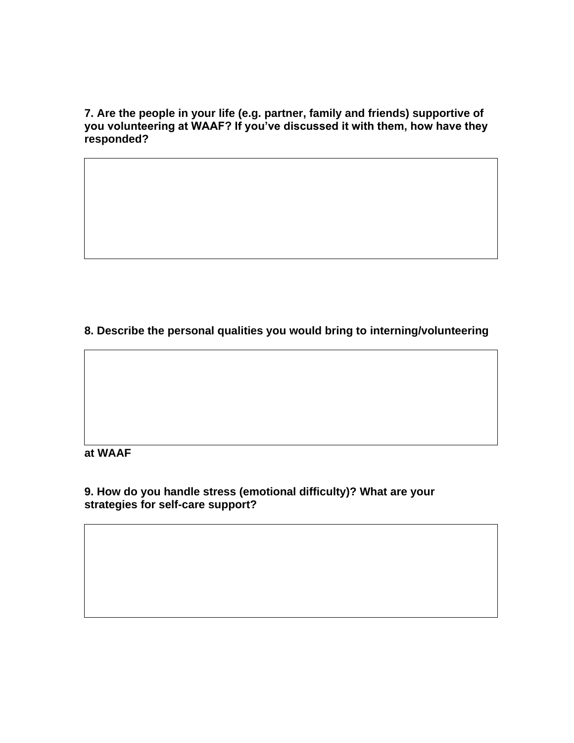**7. Are the people in your life (e.g. partner, family and friends) supportive of you volunteering at WAAF? If you've discussed it with them, how have they responded?**

**8. Describe the personal qualities you would bring to interning/volunteering at WAAF**

**9. How do you handle stress (emotional difficulty)? What are your strategies for self-care support?**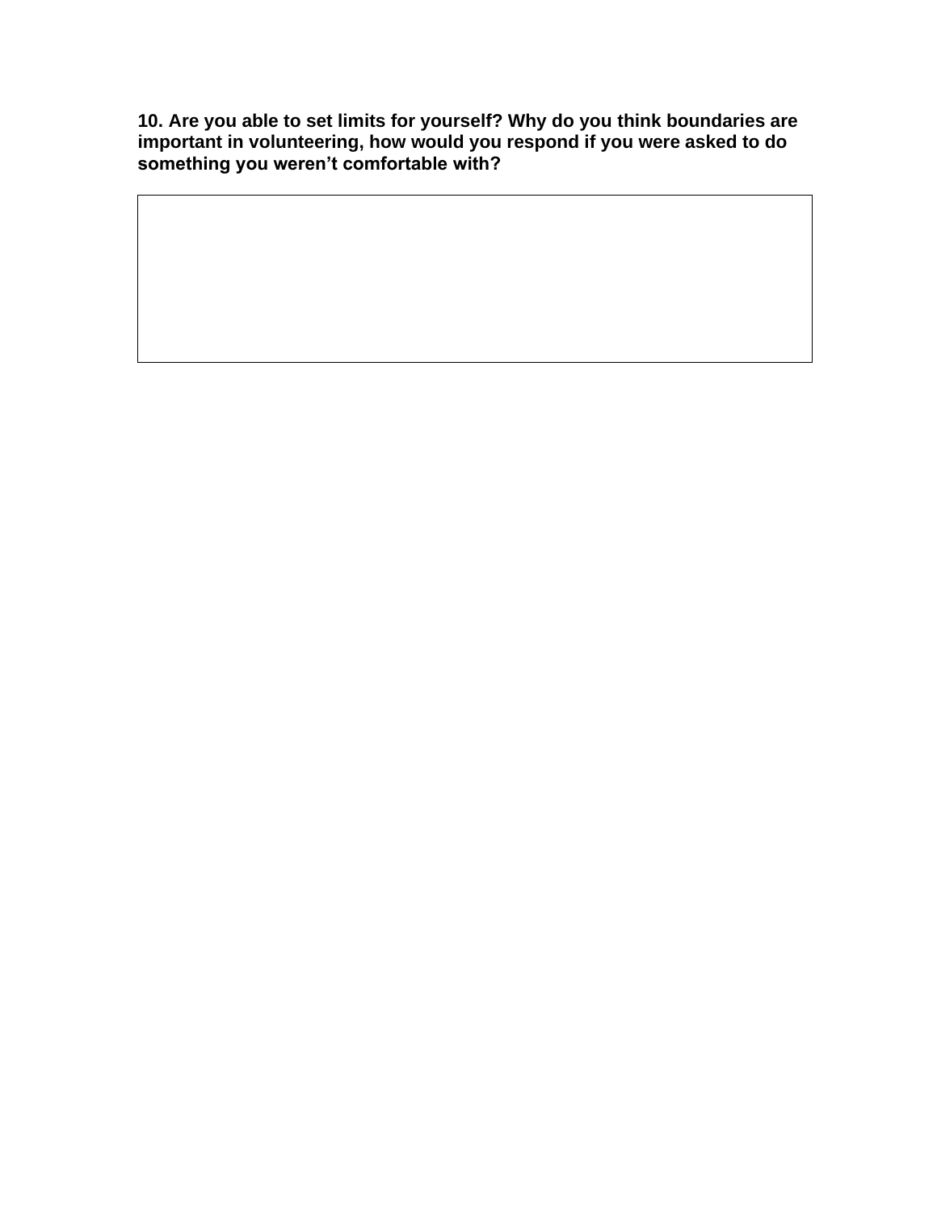**10. Are you able to set limits for yourself? Why do you think boundaries are important in volunteering, how would you respond if you were asked to do something you weren't comfortable with?**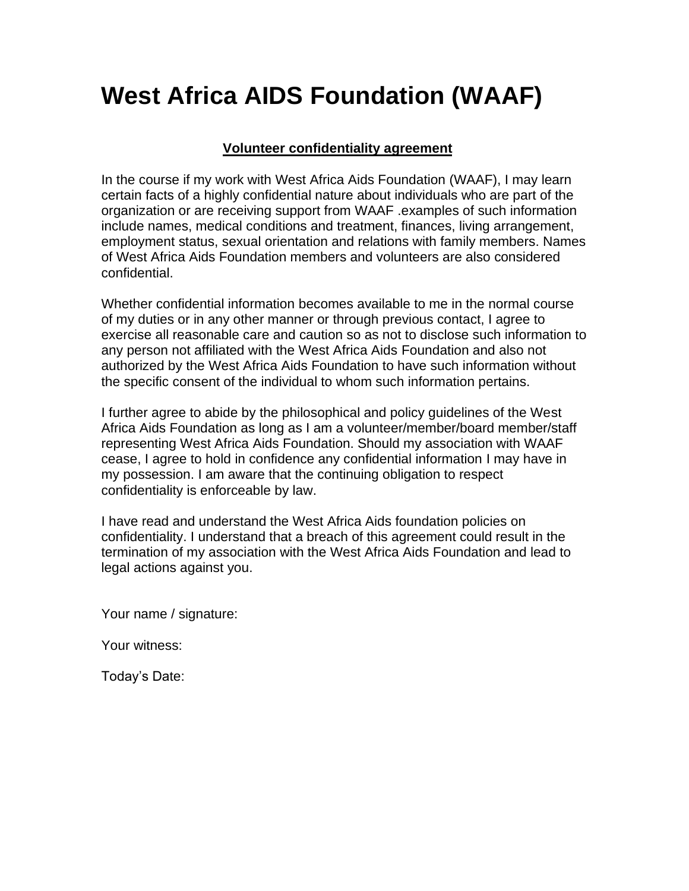# West Africa AIDS Foundation (WAAF)

**Volunteer confidentiality agreement**

In the course if my work with West Africa Aids Foundation (WAAF), I may learn certain facts of a highly confidential nature about individuals who are part of the organization or are receiving support from WAAF .examples of such information include names, medical conditions and treatment, finances, living arrangement, employment status, sexual orientation and relations with family members. Names of West Africa Aids Foundation members and volunteers are also considered confidential.

Whether confidential information becomes available to me in the normal course of my duties or in any other manner or through previous contact, I agree to exercise all reasonable care and caution so as not to disclose such information to any person not affiliated with the West Africa Aids Foundation and also not authorized by the West Africa Aids Foundation to have such information without the specific consent of the individual to whom such information pertains.

I further agree to abide by the philosophical and policy guidelines of the West Africa Aids Foundation as long as I am a volunteer/member/board member/staff representing West Africa Aids Foundation. Should my association with WAAF cease, I agree to hold in confidence any confidential information I may have in my possession. I am aware that the continuing obligation to respect confidentiality is enforceable by law.

I have read and understand the West Africa Aids foundation policies on confidentiality. I understand that a breach of this agreement could result in the termination of my association with the West Africa Aids Foundation and lead to legal actions against you.

Your name / signature:

Your witness:

Today's Date: